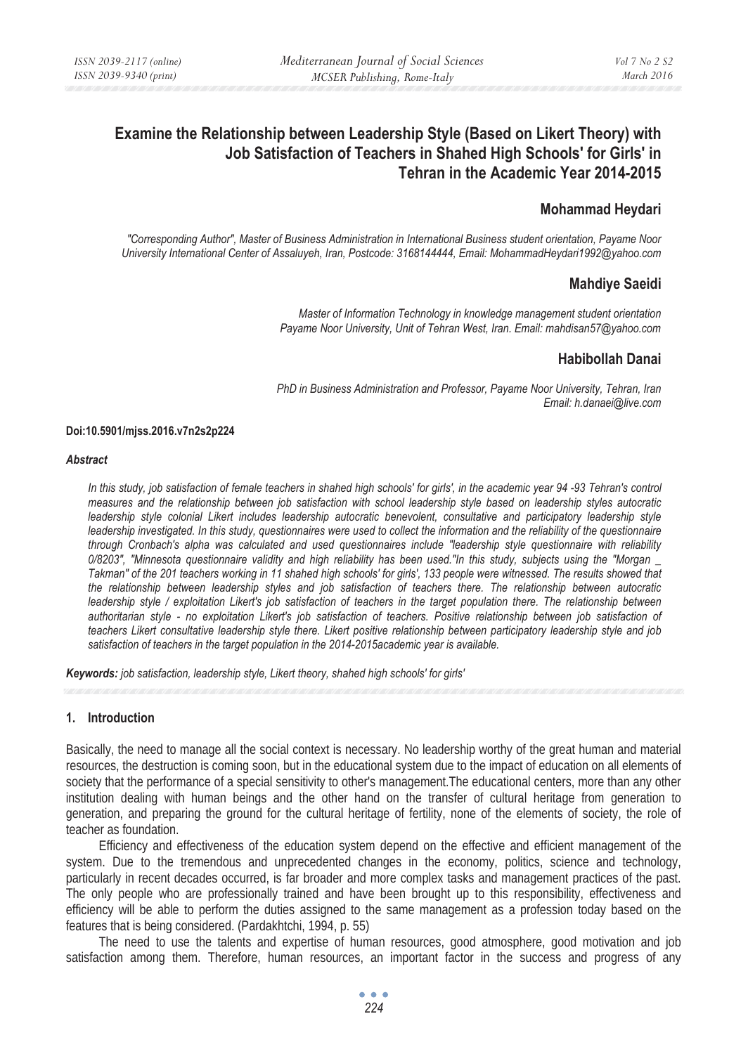# Examine the Relationship between Leadership Style (Based on Likert Theory) with Job Satisfaction of Teachers in Shahed High Schools' for Girls' in Tehran in the Academic Year 2014-2015

### Mohammad Heydari

*"Corresponding Author", Master of Business Administration in International Business student orientation, Payame Noor University International Center of Assaluyeh, Iran, Postcode: 3168144444, Email: MohammadHeydari1992@yahoo.com*

### Mahdiye Saeidi

*Master of Information Technology in knowledge management student orientation Payame Noor University, Unit of Tehran West, Iran. Email: mahdisan57@yahoo.com*

### Habibollah Danai

*PhD in Business Administration and Professor, Payame Noor University, Tehran, Iran Email: h.danaei@live.com*

**Doi:10.5901/mjss.2016.v7n2s2p224**

***Abstract***

*In this study, job satisfaction of female teachers in shahed high schools' for girls', in the academic year 94 -93 Tehran's control measures and the relationship between job satisfaction with school leadership style based on leadership styles autocratic leadership style colonial Likert includes leadership autocratic benevolent, consultative and participatory leadership style leadership investigated. In this study, questionnaires were used to collect the information and the reliability of the questionnaire through Cronbach's alpha was calculated and used questionnaires include "leadership style questionnaire with reliability 0/8203", "Minnesota questionnaire validity and high reliability has been used."In this study, subjects using the "Morgan _ Takman" of the 201 teachers working in 11 shahed high schools' for girls', 133 people were witnessed. The results showed that the relationship between leadership styles and job satisfaction of teachers there. The relationship between autocratic leadership style / exploitation Likert's job satisfaction of teachers in the target population there. The relationship between authoritarian style - no exploitation Likert's job satisfaction of teachers. Positive relationship between job satisfaction of teachers Likert consultative leadership style there. Likert positive relationship between participatory leadership style and job satisfaction of teachers in the target population in the 2014-2015academic year is available.*

***Keywords:*** *job satisfaction, leadership style, Likert theory, shahed high schools' for girls'*

## 1. Introduction

Basically, the need to manage all the social context is necessary. No leadership worthy of the great human and material resources, the destruction is coming soon, but in the educational system due to the impact of education on all elements of society that the performance of a special sensitivity to other's management.The educational centers, more than any other institution dealing with human beings and the other hand on the transfer of cultural heritage from generation to generation, and preparing the ground for the cultural heritage of fertility, none of the elements of society, the role of teacher as foundation.

Efficiency and effectiveness of the education system depend on the effective and efficient management of the system. Due to the tremendous and unprecedented changes in the economy, politics, science and technology, particularly in recent decades occurred, is far broader and more complex tasks and management practices of the past. The only people who are professionally trained and have been brought up to this responsibility, effectiveness and efficiency will be able to perform the duties assigned to the same management as a profession today based on the features that is being considered. (Pardakhtchi, 1994, p. 55)

The need to use the talents and expertise of human resources, good atmosphere, good motivation and job satisfaction among them. Therefore, human resources, an important factor in the success and progress of any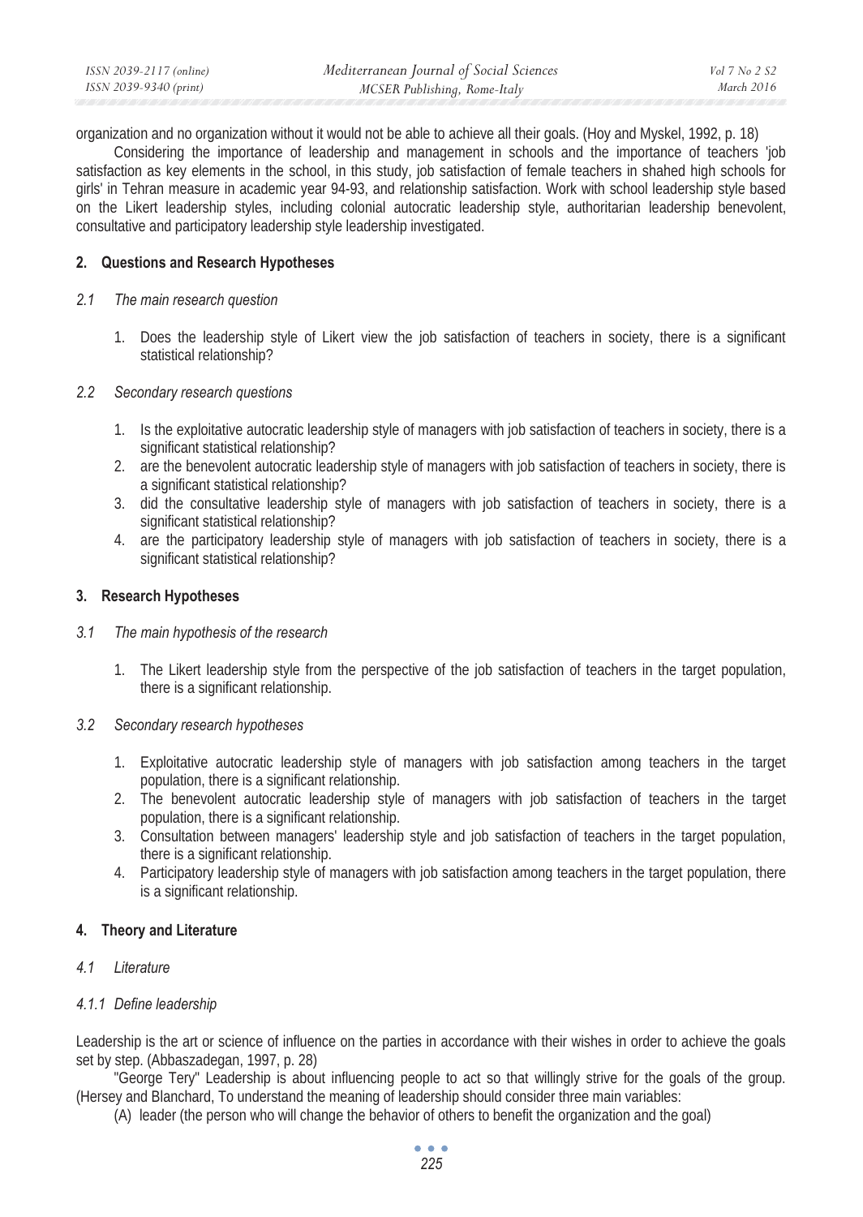organization and no organization without it would not be able to achieve all their goals. (Hoy and Myskel, 1992, p. 18)

Considering the importance of leadership and management in schools and the importance of teachers 'job satisfaction as key elements in the school, in this study, job satisfaction of female teachers in shahed high schools for girls' in Tehran measure in academic year 94-93, and relationship satisfaction. Work with school leadership style based on the Likert leadership styles, including colonial autocratic leadership style, authoritarian leadership benevolent, consultative and participatory leadership style leadership investigated.

## 2. Questions and Research Hypotheses

### *2.1 The main research question*

1. Does the leadership style of Likert view the job satisfaction of teachers in society, there is a significant statistical relationship?

### *2.2 Secondary research questions*

1. Is the exploitative autocratic leadership style of managers with job satisfaction of teachers in society, there is a significant statistical relationship?
2. are the benevolent autocratic leadership style of managers with job satisfaction of teachers in society, there is a significant statistical relationship?
3. did the consultative leadership style of managers with job satisfaction of teachers in society, there is a significant statistical relationship?
4. are the participatory leadership style of managers with job satisfaction of teachers in society, there is a significant statistical relationship?

## 3. Research Hypotheses

### *3.1 The main hypothesis of the research*

1. The Likert leadership style from the perspective of the job satisfaction of teachers in the target population, there is a significant relationship.

### *3.2 Secondary research hypotheses*

1. Exploitative autocratic leadership style of managers with job satisfaction among teachers in the target population, there is a significant relationship.
2. The benevolent autocratic leadership style of managers with job satisfaction of teachers in the target population, there is a significant relationship.
3. Consultation between managers' leadership style and job satisfaction of teachers in the target population, there is a significant relationship.
4. Participatory leadership style of managers with job satisfaction among teachers in the target population, there is a significant relationship.

## 4. Theory and Literature

### *4.1 Literature*

#### *4.1.1 Define leadership*

Leadership is the art or science of influence on the parties in accordance with their wishes in order to achieve the goals set by step. (Abbaszadegan, 1997, p. 28)

"George Tery" Leadership is about influencing people to act so that willingly strive for the goals of the group. (Hersey and Blanchard, To understand the meaning of leadership should consider three main variables:

(A) leader (the person who will change the behavior of others to benefit the organization and the goal)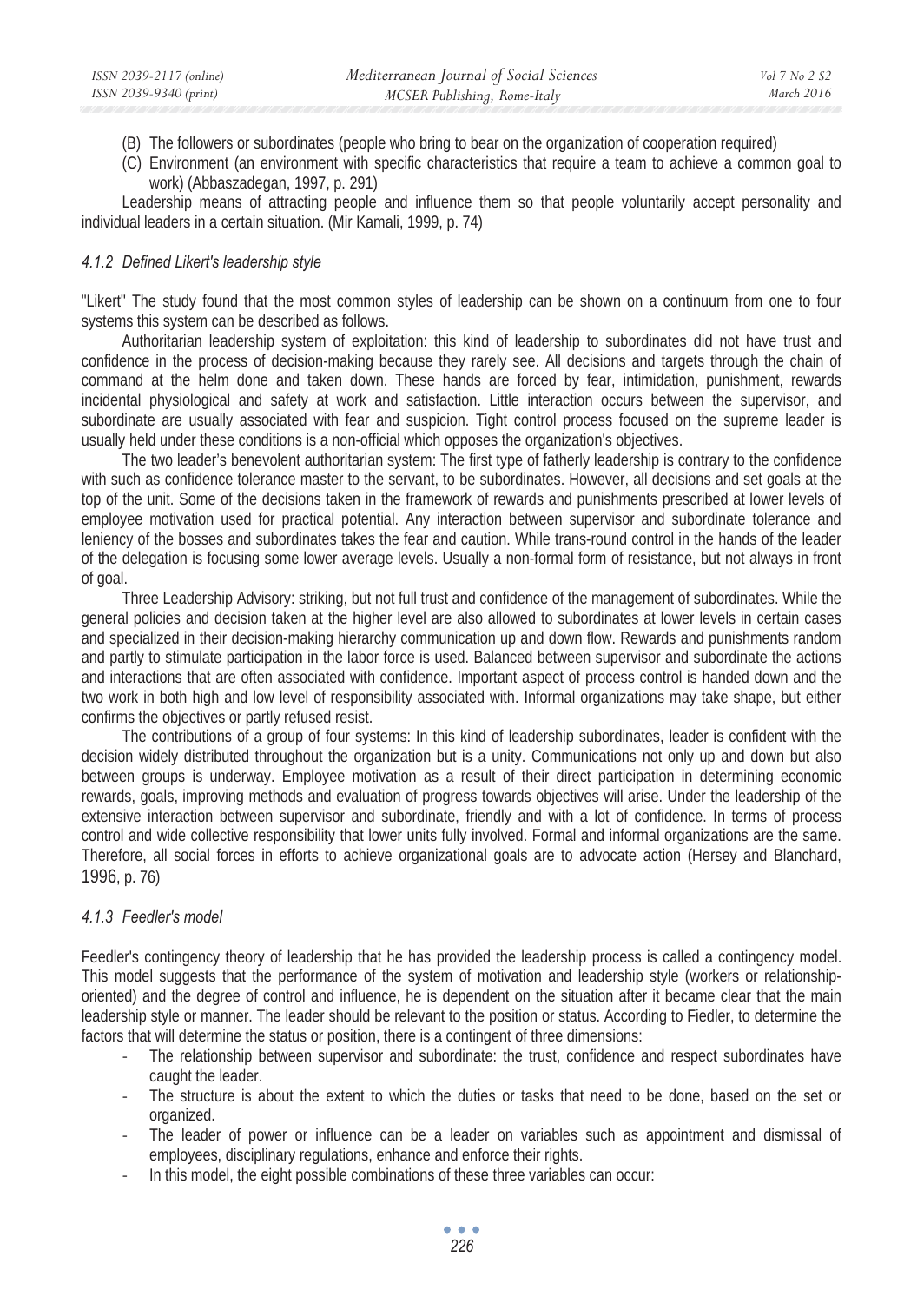(B) The followers or subordinates (people who bring to bear on the organization of cooperation required)
(C) Environment (an environment with specific characteristics that require a team to achieve a common goal to work) (Abbaszadegan, 1997, p. 291)

Leadership means of attracting people and influence them so that people voluntarily accept personality and individual leaders in a certain situation. (Mir Kamali, 1999, p. 74)

#### *4.1.2 Defined Likert's leadership style*

"Likert" The study found that the most common styles of leadership can be shown on a continuum from one to four systems this system can be described as follows.

Authoritarian leadership system of exploitation: this kind of leadership to subordinates did not have trust and confidence in the process of decision-making because they rarely see. All decisions and targets through the chain of command at the helm done and taken down. These hands are forced by fear, intimidation, punishment, rewards incidental physiological and safety at work and satisfaction. Little interaction occurs between the supervisor, and subordinate are usually associated with fear and suspicion. Tight control process focused on the supreme leader is usually held under these conditions is a non-official which opposes the organization's objectives.

The two leader's benevolent authoritarian system: The first type of fatherly leadership is contrary to the confidence with such as confidence tolerance master to the servant, to be subordinates. However, all decisions and set goals at the top of the unit. Some of the decisions taken in the framework of rewards and punishments prescribed at lower levels of employee motivation used for practical potential. Any interaction between supervisor and subordinate tolerance and leniency of the bosses and subordinates takes the fear and caution. While trans-round control in the hands of the leader of the delegation is focusing some lower average levels. Usually a non-formal form of resistance, but not always in front of goal.

Three Leadership Advisory: striking, but not full trust and confidence of the management of subordinates. While the general policies and decision taken at the higher level are also allowed to subordinates at lower levels in certain cases and specialized in their decision-making hierarchy communication up and down flow. Rewards and punishments random and partly to stimulate participation in the labor force is used. Balanced between supervisor and subordinate the actions and interactions that are often associated with confidence. Important aspect of process control is handed down and the two work in both high and low level of responsibility associated with. Informal organizations may take shape, but either confirms the objectives or partly refused resist.

The contributions of a group of four systems: In this kind of leadership subordinates, leader is confident with the decision widely distributed throughout the organization but is a unity. Communications not only up and down but also between groups is underway. Employee motivation as a result of their direct participation in determining economic rewards, goals, improving methods and evaluation of progress towards objectives will arise. Under the leadership of the extensive interaction between supervisor and subordinate, friendly and with a lot of confidence. In terms of process control and wide collective responsibility that lower units fully involved. Formal and informal organizations are the same. Therefore, all social forces in efforts to achieve organizational goals are to advocate action (Hersey and Blanchard, 1996, p. 76)

#### *4.1.3 Feedler's model*

Feedler's contingency theory of leadership that he has provided the leadership process is called a contingency model. This model suggests that the performance of the system of motivation and leadership style (workers or relationship-oriented) and the degree of control and influence, he is dependent on the situation after it became clear that the main leadership style or manner. The leader should be relevant to the position or status. According to Fiedler, to determine the factors that will determine the status or position, there is a contingent of three dimensions:

- The relationship between supervisor and subordinate: the trust, confidence and respect subordinates have caught the leader.
- The structure is about the extent to which the duties or tasks that need to be done, based on the set or organized.
- The leader of power or influence can be a leader on variables such as appointment and dismissal of employees, disciplinary regulations, enhance and enforce their rights.
- In this model, the eight possible combinations of these three variables can occur: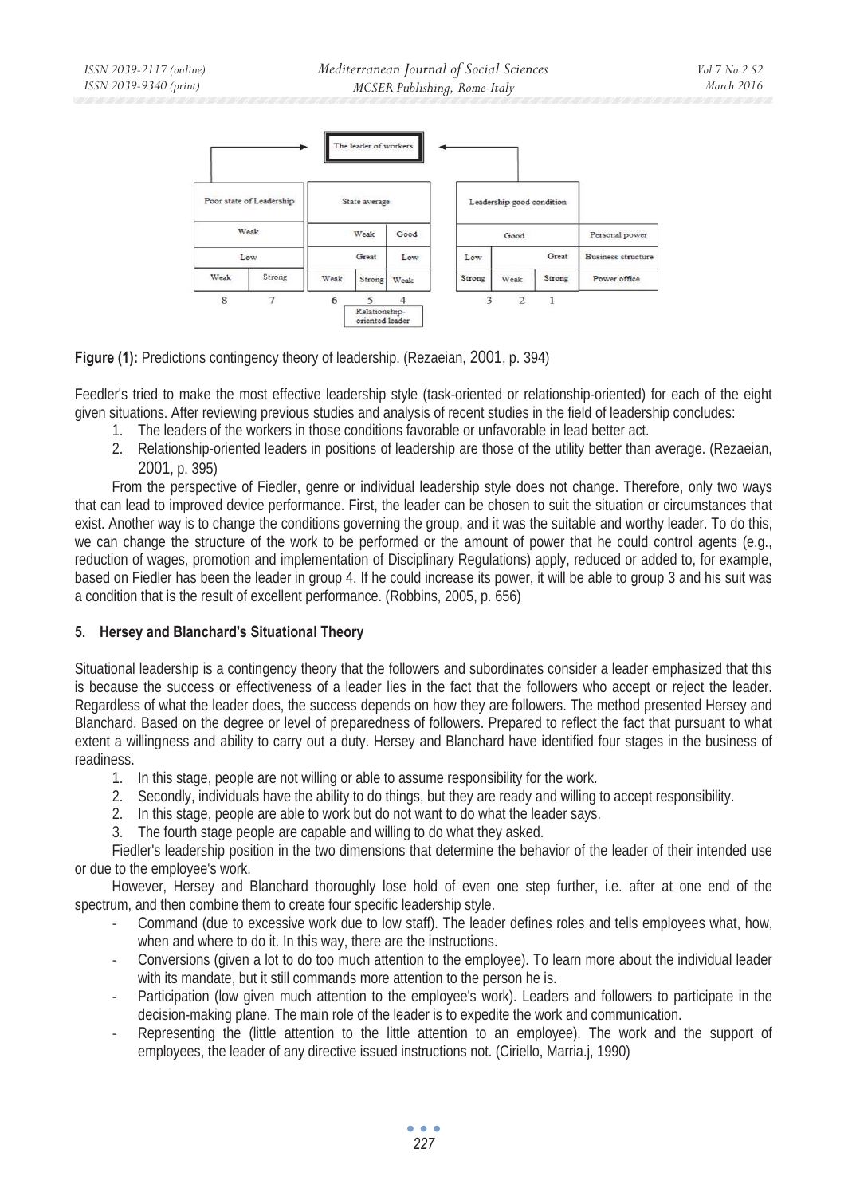| | The leader of workers | | | | | | | |
|---|---|---|---|---|---|---|---|---|
| | Poor state of Leadership | | State average | | | Leadership good condition | | |
| Personal power | Weak | | Weak | | Good | Good | | |
| Business structure | Low | | Great | | Low | Low | Great | |
| Power office | Weak | Strong | Weak | Strong | Weak | Strong | Weak | Strong |
| | 8 | 7 | 6 | 5 | 4 | 3 | 2 | 1 |
| | | | | Relationship-oriented leader | | | | |

**Figure (1):** Predictions contingency theory of leadership. (Rezaeian, 2001, p. 394)

Feedler's tried to make the most effective leadership style (task-oriented or relationship-oriented) for each of the eight given situations. After reviewing previous studies and analysis of recent studies in the field of leadership concludes:

1. The leaders of the workers in those conditions favorable or unfavorable in lead better act.
2. Relationship-oriented leaders in positions of leadership are those of the utility better than average. (Rezaeian, 2001, p. 395)

From the perspective of Fiedler, genre or individual leadership style does not change. Therefore, only two ways that can lead to improved device performance. First, the leader can be chosen to suit the situation or circumstances that exist. Another way is to change the conditions governing the group, and it was the suitable and worthy leader. To do this, we can change the structure of the work to be performed or the amount of power that he could control agents (e.g., reduction of wages, promotion and implementation of Disciplinary Regulations) apply, reduced or added to, for example, based on Fiedler has been the leader in group 4. If he could increase its power, it will be able to group 3 and his suit was a condition that is the result of excellent performance. (Robbins, 2005, p. 656)

## 5. Hersey and Blanchard's Situational Theory

Situational leadership is a contingency theory that the followers and subordinates consider a leader emphasized that this is because the success or effectiveness of a leader lies in the fact that the followers who accept or reject the leader. Regardless of what the leader does, the success depends on how they are followers. The method presented Hersey and Blanchard. Based on the degree or level of preparedness of followers. Prepared to reflect the fact that pursuant to what extent a willingness and ability to carry out a duty. Hersey and Blanchard have identified four stages in the business of readiness.

1. In this stage, people are not willing or able to assume responsibility for the work.
2. Secondly, individuals have the ability to do things, but they are ready and willing to accept responsibility.
2. In this stage, people are able to work but do not want to do what the leader says.
3. The fourth stage people are capable and willing to do what they asked.

Fiedler's leadership position in the two dimensions that determine the behavior of the leader of their intended use or due to the employee's work.

However, Hersey and Blanchard thoroughly lose hold of even one step further, i.e. after at one end of the spectrum, and then combine them to create four specific leadership style.

- Command (due to excessive work due to low staff). The leader defines roles and tells employees what, how, when and where to do it. In this way, there are the instructions.
- Conversions (given a lot to do too much attention to the employee). To learn more about the individual leader with its mandate, but it still commands more attention to the person he is.
- Participation (low given much attention to the employee's work). Leaders and followers to participate in the decision-making plane. The main role of the leader is to expedite the work and communication.
- Representing the (little attention to the little attention to an employee). The work and the support of employees, the leader of any directive issued instructions not. (Ciriello, Marria.j, 1990)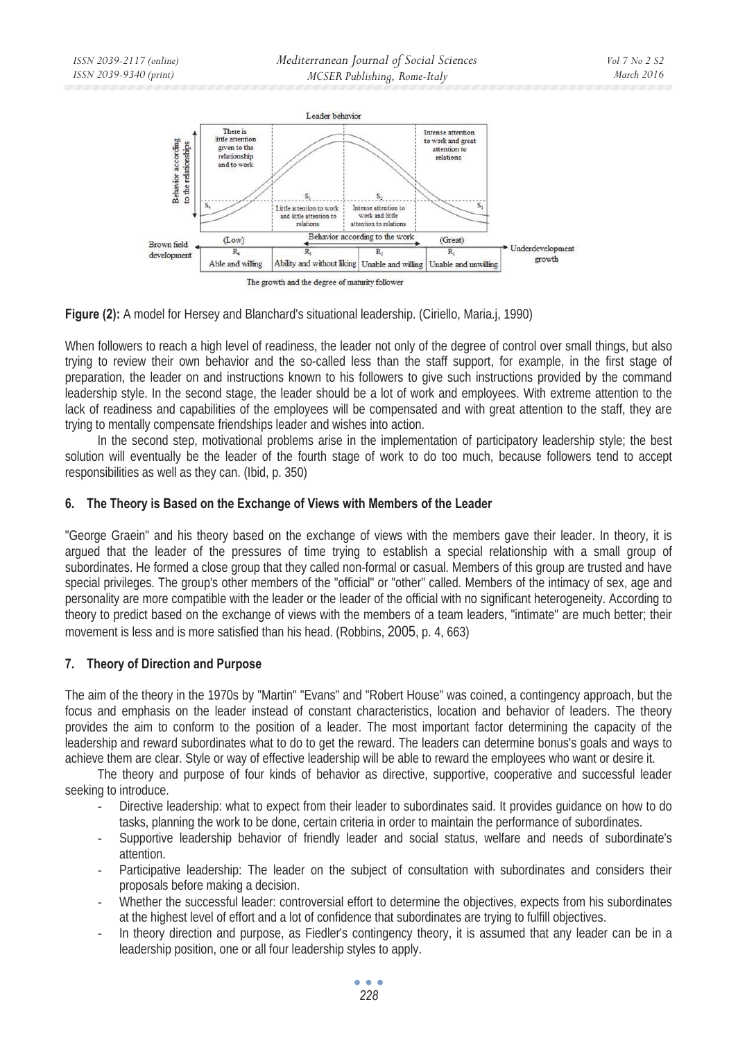**Figure (2):** A model for Hersey and Blanchard's situational leadership. (Ciriello, Maria.j, 1990)

When followers to reach a high level of readiness, the leader not only of the degree of control over small things, but also trying to review their own behavior and the so-called less than the staff support, for example, in the first stage of preparation, the leader on and instructions known to his followers to give such instructions provided by the command leadership style. In the second stage, the leader should be a lot of work and employees. With extreme attention to the lack of readiness and capabilities of the employees will be compensated and with great attention to the staff, they are trying to mentally compensate friendships leader and wishes into action.

In the second step, motivational problems arise in the implementation of participatory leadership style; the best solution will eventually be the leader of the fourth stage of work to do too much, because followers tend to accept responsibilities as well as they can. (Ibid, p. 350)

## 6. The Theory is Based on the Exchange of Views with Members of the Leader

"George Graein" and his theory based on the exchange of views with the members gave their leader. In theory, it is argued that the leader of the pressures of time trying to establish a special relationship with a small group of subordinates. He formed a close group that they called non-formal or casual. Members of this group are trusted and have special privileges. The group's other members of the "official" or "other" called. Members of the intimacy of sex, age and personality are more compatible with the leader or the leader of the official with no significant heterogeneity. According to theory to predict based on the exchange of views with the members of a team leaders, "intimate" are much better; their movement is less and is more satisfied than his head. (Robbins, 2005, p. 4, 663)

## 7. Theory of Direction and Purpose

The aim of the theory in the 1970s by "Martin" "Evans" and "Robert House" was coined, a contingency approach, but the focus and emphasis on the leader instead of constant characteristics, location and behavior of leaders. The theory provides the aim to conform to the position of a leader. The most important factor determining the capacity of the leadership and reward subordinates what to do to get the reward. The leaders can determine bonus's goals and ways to achieve them are clear. Style or way of effective leadership will be able to reward the employees who want or desire it.

The theory and purpose of four kinds of behavior as directive, supportive, cooperative and successful leader seeking to introduce.

- Directive leadership: what to expect from their leader to subordinates said. It provides guidance on how to do tasks, planning the work to be done, certain criteria in order to maintain the performance of subordinates.
- Supportive leadership behavior of friendly leader and social status, welfare and needs of subordinate's attention.
- Participative leadership: The leader on the subject of consultation with subordinates and considers their proposals before making a decision.
- Whether the successful leader: controversial effort to determine the objectives, expects from his subordinates at the highest level of effort and a lot of confidence that subordinates are trying to fulfill objectives.
- In theory direction and purpose, as Fiedler's contingency theory, it is assumed that any leader can be in a leadership position, one or all four leadership styles to apply.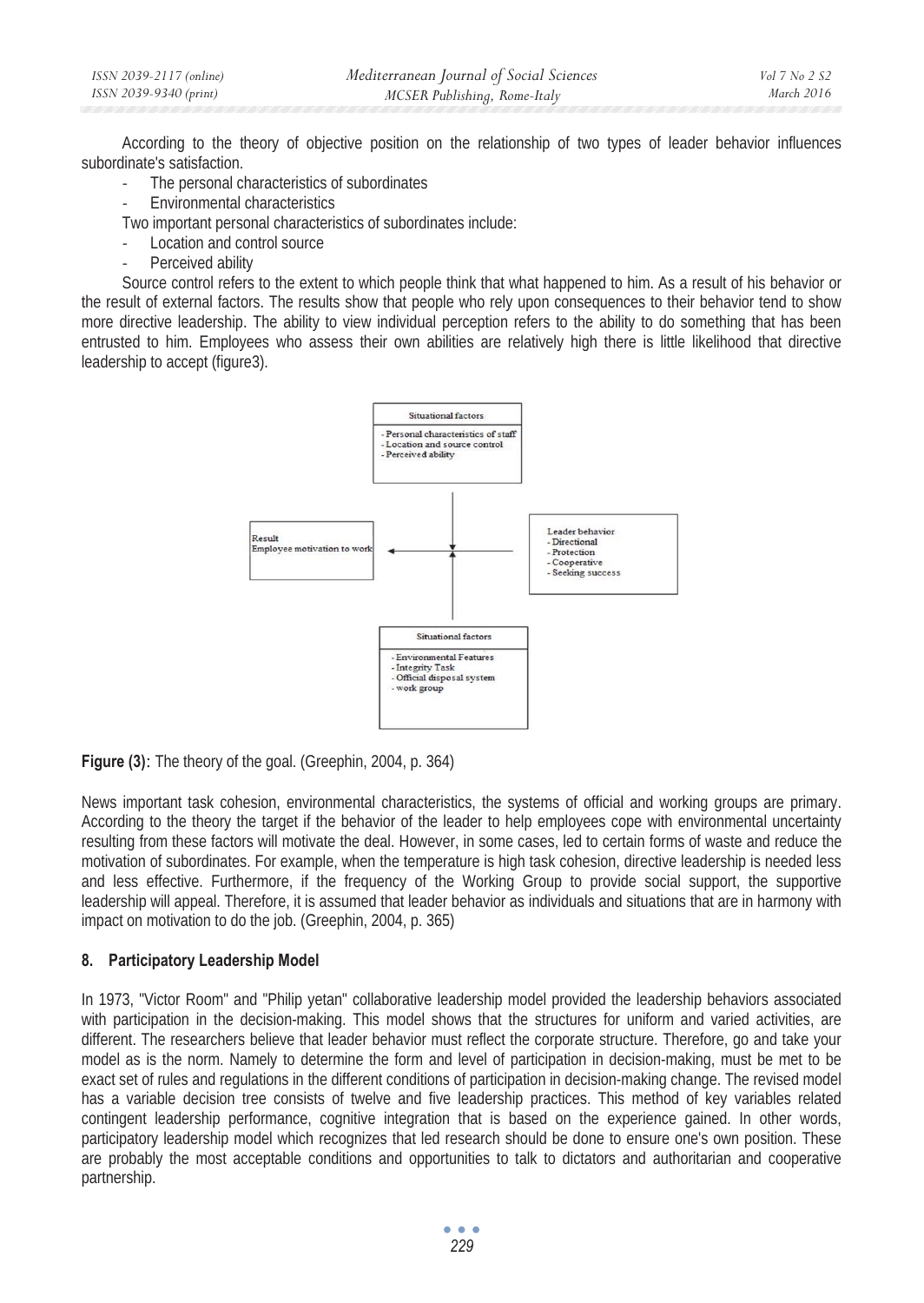According to the theory of objective position on the relationship of two types of leader behavior influences subordinate's satisfaction.

- The personal characteristics of subordinates
- Environmental characteristics

Two important personal characteristics of subordinates include:

- Location and control source
- Perceived ability

Source control refers to the extent to which people think that what happened to him. As a result of his behavior or the result of external factors. The results show that people who rely upon consequences to their behavior tend to show more directive leadership. The ability to view individual perception refers to the ability to do something that has been entrusted to him. Employees who assess their own abilities are relatively high there is little likelihood that directive leadership to accept (figure3).

Situational factors
- Personal characteristics of staff
- Location and source control
- Perceived ability

Result
Employee motivation to work

Leader behavior
- Directional
- Protection
- Cooperative
- Seeking success

Situational factors
- Environmental Features
- Integrity Task
- Official disposal system
- work group

**Figure (3):** The theory of the goal. (Greephin, 2004, p. 364)

News important task cohesion, environmental characteristics, the systems of official and working groups are primary. According to the theory the target if the behavior of the leader to help employees cope with environmental uncertainty resulting from these factors will motivate the deal. However, in some cases, led to certain forms of waste and reduce the motivation of subordinates. For example, when the temperature is high task cohesion, directive leadership is needed less and less effective. Furthermore, if the frequency of the Working Group to provide social support, the supportive leadership will appeal. Therefore, it is assumed that leader behavior as individuals and situations that are in harmony with impact on motivation to do the job. (Greephin, 2004, p. 365)

## 8. Participatory Leadership Model

In 1973, "Victor Room" and "Philip yetan" collaborative leadership model provided the leadership behaviors associated with participation in the decision-making. This model shows that the structures for uniform and varied activities, are different. The researchers believe that leader behavior must reflect the corporate structure. Therefore, go and take your model as is the norm. Namely to determine the form and level of participation in decision-making, must be met to be exact set of rules and regulations in the different conditions of participation in decision-making change. The revised model has a variable decision tree consists of twelve and five leadership practices. This method of key variables related contingent leadership performance, cognitive integration that is based on the experience gained. In other words, participatory leadership model which recognizes that led research should be done to ensure one's own position. These are probably the most acceptable conditions and opportunities to talk to dictators and authoritarian and cooperative partnership.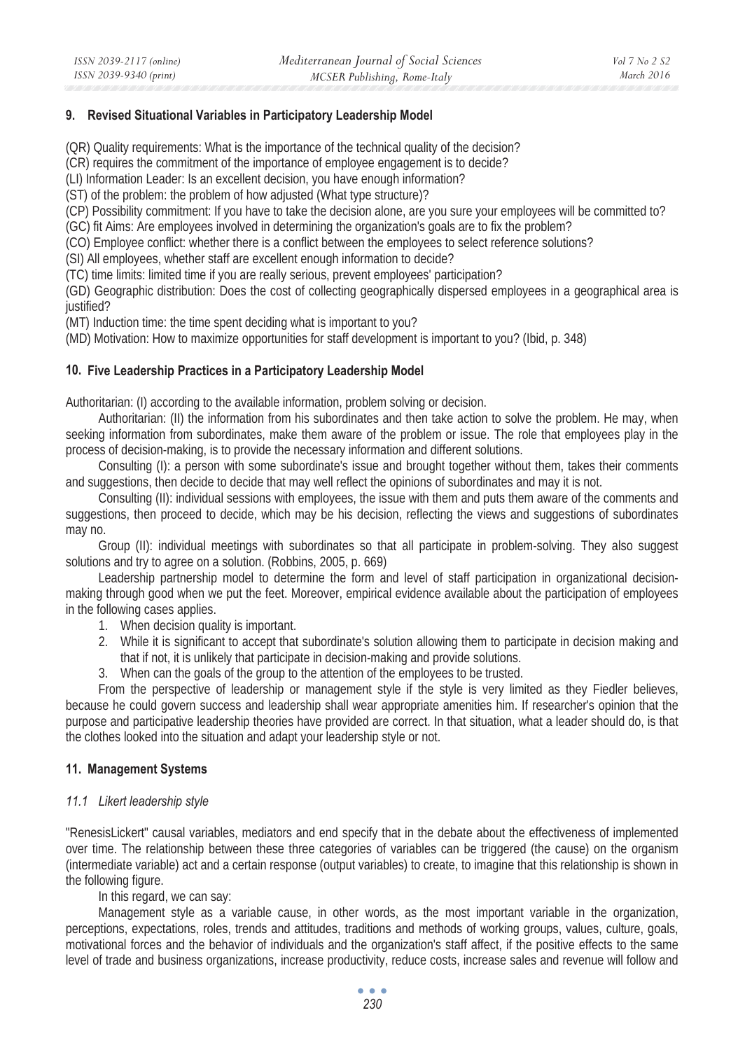## 9. Revised Situational Variables in Participatory Leadership Model

(QR) Quality requirements: What is the importance of the technical quality of the decision?

(CR) requires the commitment of the importance of employee engagement is to decide?

(LI) Information Leader: Is an excellent decision, you have enough information?

(ST) of the problem: the problem of how adjusted (What type structure)?

(CP) Possibility commitment: If you have to take the decision alone, are you sure your employees will be committed to?

(GC) fit Aims: Are employees involved in determining the organization's goals are to fix the problem?

(CO) Employee conflict: whether there is a conflict between the employees to select reference solutions?

(SI) All employees, whether staff are excellent enough information to decide?

(TC) time limits: limited time if you are really serious, prevent employees' participation?

(GD) Geographic distribution: Does the cost of collecting geographically dispersed employees in a geographical area is justified?

(MT) Induction time: the time spent deciding what is important to you?

(MD) Motivation: How to maximize opportunities for staff development is important to you? (Ibid, p. 348)

## 10. Five Leadership Practices in a Participatory Leadership Model

Authoritarian: (I) according to the available information, problem solving or decision.

Authoritarian: (II) the information from his subordinates and then take action to solve the problem. He may, when seeking information from subordinates, make them aware of the problem or issue. The role that employees play in the process of decision-making, is to provide the necessary information and different solutions.

Consulting (I): a person with some subordinate's issue and brought together without them, takes their comments and suggestions, then decide to decide that may well reflect the opinions of subordinates and may it is not.

Consulting (II): individual sessions with employees, the issue with them and puts them aware of the comments and suggestions, then proceed to decide, which may be his decision, reflecting the views and suggestions of subordinates may no.

Group (II): individual meetings with subordinates so that all participate in problem-solving. They also suggest solutions and try to agree on a solution. (Robbins, 2005, p. 669)

Leadership partnership model to determine the form and level of staff participation in organizational decision-making through good when we put the feet. Moreover, empirical evidence available about the participation of employees in the following cases applies.

1. When decision quality is important.
2. While it is significant to accept that subordinate's solution allowing them to participate in decision making and that if not, it is unlikely that participate in decision-making and provide solutions.
3. When can the goals of the group to the attention of the employees to be trusted.

From the perspective of leadership or management style if the style is very limited as they Fiedler believes, because he could govern success and leadership shall wear appropriate amenities him. If researcher's opinion that the purpose and participative leadership theories have provided are correct. In that situation, what a leader should do, is that the clothes looked into the situation and adapt your leadership style or not.

## 11. Management Systems

### *11.1 Likert leadership style*

"RenesisLickert" causal variables, mediators and end specify that in the debate about the effectiveness of implemented over time. The relationship between these three categories of variables can be triggered (the cause) on the organism (intermediate variable) act and a certain response (output variables) to create, to imagine that this relationship is shown in the following figure.

In this regard, we can say:

Management style as a variable cause, in other words, as the most important variable in the organization, perceptions, expectations, roles, trends and attitudes, traditions and methods of working groups, values, culture, goals, motivational forces and the behavior of individuals and the organization's staff affect, if the positive effects to the same level of trade and business organizations, increase productivity, reduce costs, increase sales and revenue will follow and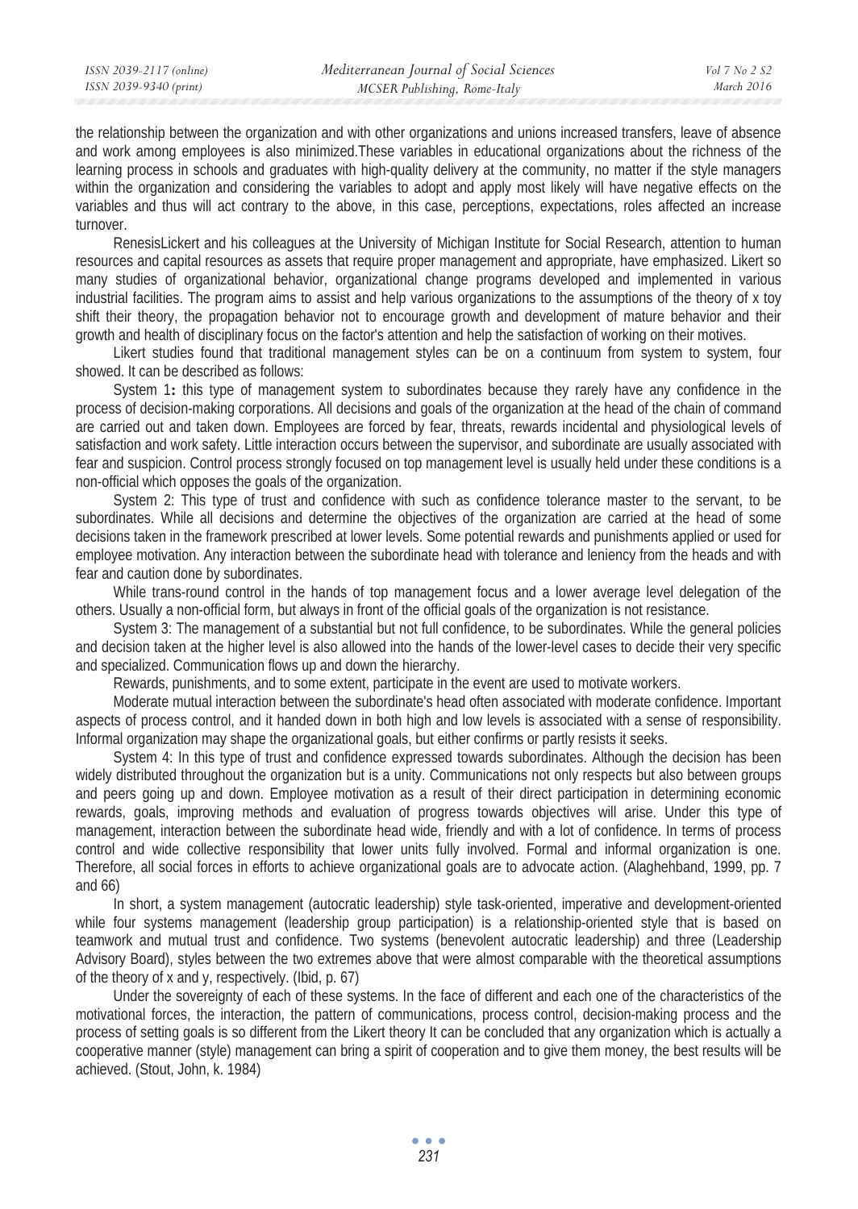the relationship between the organization and with other organizations and unions increased transfers, leave of absence and work among employees is also minimized.These variables in educational organizations about the richness of the learning process in schools and graduates with high-quality delivery at the community, no matter if the style managers within the organization and considering the variables to adopt and apply most likely will have negative effects on the variables and thus will act contrary to the above, in this case, perceptions, expectations, roles affected an increase turnover.

RenesisLickert and his colleagues at the University of Michigan Institute for Social Research, attention to human resources and capital resources as assets that require proper management and appropriate, have emphasized. Likert so many studies of organizational behavior, organizational change programs developed and implemented in various industrial facilities. The program aims to assist and help various organizations to the assumptions of the theory of x toy shift their theory, the propagation behavior not to encourage growth and development of mature behavior and their growth and health of disciplinary focus on the factor's attention and help the satisfaction of working on their motives.

Likert studies found that traditional management styles can be on a continuum from system to system, four showed. It can be described as follows:

System 1**:** this type of management system to subordinates because they rarely have any confidence in the process of decision-making corporations. All decisions and goals of the organization at the head of the chain of command are carried out and taken down. Employees are forced by fear, threats, rewards incidental and physiological levels of satisfaction and work safety. Little interaction occurs between the supervisor, and subordinate are usually associated with fear and suspicion. Control process strongly focused on top management level is usually held under these conditions is a non-official which opposes the goals of the organization.

System 2: This type of trust and confidence with such as confidence tolerance master to the servant, to be subordinates. While all decisions and determine the objectives of the organization are carried at the head of some decisions taken in the framework prescribed at lower levels. Some potential rewards and punishments applied or used for employee motivation. Any interaction between the subordinate head with tolerance and leniency from the heads and with fear and caution done by subordinates.

While trans-round control in the hands of top management focus and a lower average level delegation of the others. Usually a non-official form, but always in front of the official goals of the organization is not resistance.

System 3: The management of a substantial but not full confidence, to be subordinates. While the general policies and decision taken at the higher level is also allowed into the hands of the lower-level cases to decide their very specific and specialized. Communication flows up and down the hierarchy.

Rewards, punishments, and to some extent, participate in the event are used to motivate workers.

Moderate mutual interaction between the subordinate's head often associated with moderate confidence. Important aspects of process control, and it handed down in both high and low levels is associated with a sense of responsibility. Informal organization may shape the organizational goals, but either confirms or partly resists it seeks.

System 4: In this type of trust and confidence expressed towards subordinates. Although the decision has been widely distributed throughout the organization but is a unity. Communications not only respects but also between groups and peers going up and down. Employee motivation as a result of their direct participation in determining economic rewards, goals, improving methods and evaluation of progress towards objectives will arise. Under this type of management, interaction between the subordinate head wide, friendly and with a lot of confidence. In terms of process control and wide collective responsibility that lower units fully involved. Formal and informal organization is one. Therefore, all social forces in efforts to achieve organizational goals are to advocate action. (Alaghehband, 1999, pp. 7 and 66)

In short, a system management (autocratic leadership) style task-oriented, imperative and development-oriented while four systems management (leadership group participation) is a relationship-oriented style that is based on teamwork and mutual trust and confidence. Two systems (benevolent autocratic leadership) and three (Leadership Advisory Board), styles between the two extremes above that were almost comparable with the theoretical assumptions of the theory of x and y, respectively. (Ibid, p. 67)

Under the sovereignty of each of these systems. In the face of different and each one of the characteristics of the motivational forces, the interaction, the pattern of communications, process control, decision-making process and the process of setting goals is so different from the Likert theory It can be concluded that any organization which is actually a cooperative manner (style) management can bring a spirit of cooperation and to give them money, the best results will be achieved. (Stout, John, k. 1984)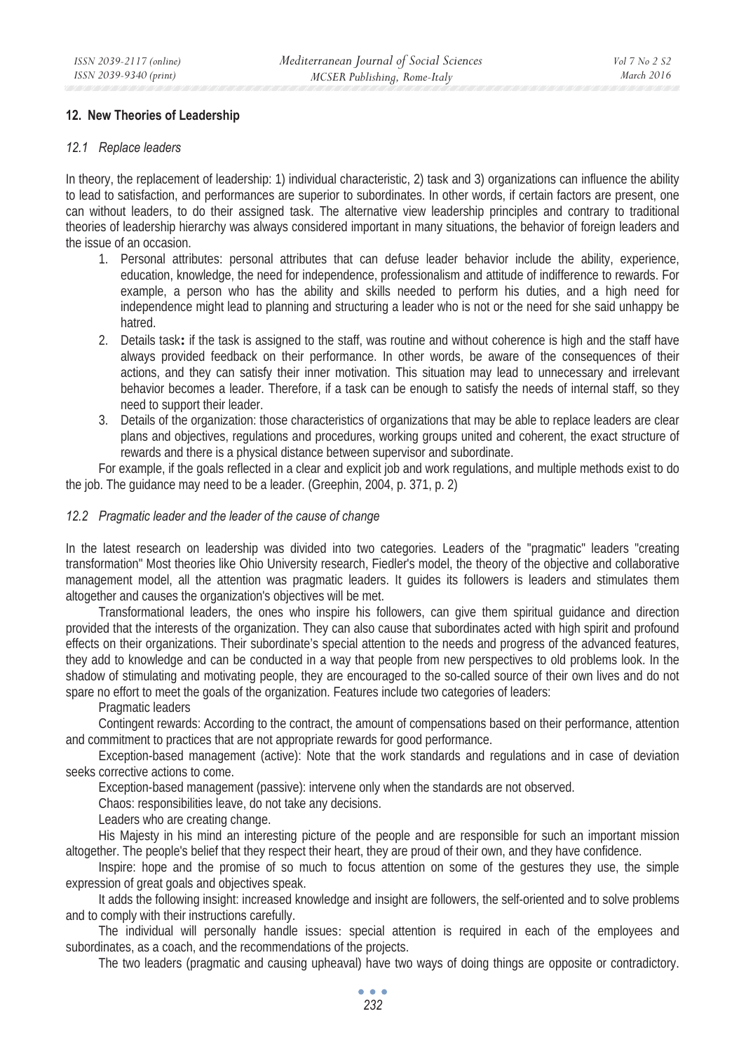## 12. New Theories of Leadership

### *12.1 Replace leaders*

In theory, the replacement of leadership: 1) individual characteristic, 2) task and 3) organizations can influence the ability to lead to satisfaction, and performances are superior to subordinates. In other words, if certain factors are present, one can without leaders, to do their assigned task. The alternative view leadership principles and contrary to traditional theories of leadership hierarchy was always considered important in many situations, the behavior of foreign leaders and the issue of an occasion.

1. Personal attributes: personal attributes that can defuse leader behavior include the ability, experience, education, knowledge, the need for independence, professionalism and attitude of indifference to rewards. For example, a person who has the ability and skills needed to perform his duties, and a high need for independence might lead to planning and structuring a leader who is not or the need for she said unhappy be hatred.
2. Details task**:** if the task is assigned to the staff, was routine and without coherence is high and the staff have always provided feedback on their performance. In other words, be aware of the consequences of their actions, and they can satisfy their inner motivation. This situation may lead to unnecessary and irrelevant behavior becomes a leader. Therefore, if a task can be enough to satisfy the needs of internal staff, so they need to support their leader.
3. Details of the organization: those characteristics of organizations that may be able to replace leaders are clear plans and objectives, regulations and procedures, working groups united and coherent, the exact structure of rewards and there is a physical distance between supervisor and subordinate.

For example, if the goals reflected in a clear and explicit job and work regulations, and multiple methods exist to do the job. The guidance may need to be a leader. (Greephin, 2004, p. 371, p. 2)

### *12.2 Pragmatic leader and the leader of the cause of change*

In the latest research on leadership was divided into two categories. Leaders of the "pragmatic" leaders "creating transformation" Most theories like Ohio University research, Fiedler's model, the theory of the objective and collaborative management model, all the attention was pragmatic leaders. It guides its followers is leaders and stimulates them altogether and causes the organization's objectives will be met.

Transformational leaders, the ones who inspire his followers, can give them spiritual guidance and direction provided that the interests of the organization. They can also cause that subordinates acted with high spirit and profound effects on their organizations. Their subordinate's special attention to the needs and progress of the advanced features, they add to knowledge and can be conducted in a way that people from new perspectives to old problems look. In the shadow of stimulating and motivating people, they are encouraged to the so-called source of their own lives and do not spare no effort to meet the goals of the organization. Features include two categories of leaders:

Pragmatic leaders

Contingent rewards: According to the contract, the amount of compensations based on their performance, attention and commitment to practices that are not appropriate rewards for good performance.

Exception-based management (active): Note that the work standards and regulations and in case of deviation seeks corrective actions to come.

Exception-based management (passive): intervene only when the standards are not observed.

Chaos: responsibilities leave, do not take any decisions.

Leaders who are creating change.

His Majesty in his mind an interesting picture of the people and are responsible for such an important mission altogether. The people's belief that they respect their heart, they are proud of their own, and they have confidence.

Inspire: hope and the promise of so much to focus attention on some of the gestures they use, the simple expression of great goals and objectives speak.

It adds the following insight: increased knowledge and insight are followers, the self-oriented and to solve problems and to comply with their instructions carefully.

The individual will personally handle issues: special attention is required in each of the employees and subordinates, as a coach, and the recommendations of the projects.

The two leaders (pragmatic and causing upheaval) have two ways of doing things are opposite or contradictory.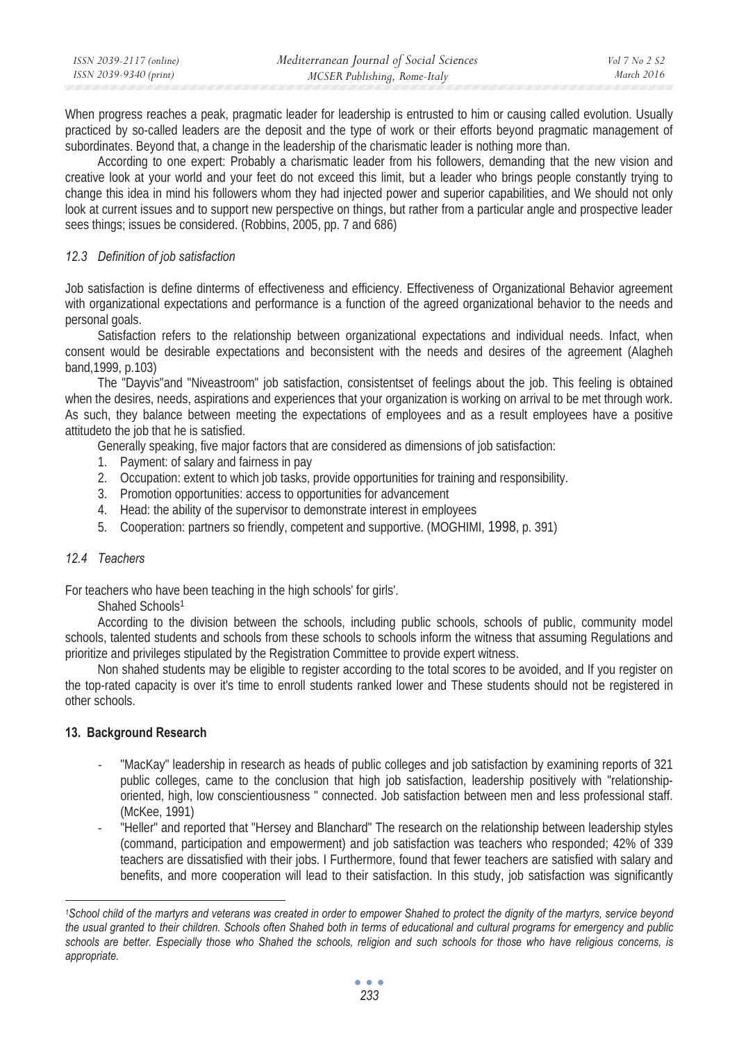When progress reaches a peak, pragmatic leader for leadership is entrusted to him or causing called evolution. Usually practiced by so-called leaders are the deposit and the type of work or their efforts beyond pragmatic management of subordinates. Beyond that, a change in the leadership of the charismatic leader is nothing more than.

According to one expert: Probably a charismatic leader from his followers, demanding that the new vision and creative look at your world and your feet do not exceed this limit, but a leader who brings people constantly trying to change this idea in mind his followers whom they had injected power and superior capabilities, and We should not only look at current issues and to support new perspective on things, but rather from a particular angle and prospective leader sees things; issues be considered. (Robbins, 2005, pp. 7 and 686)

### *12.3 Definition of job satisfaction*

Job satisfaction is define dinterms of effectiveness and efficiency. Effectiveness of Organizational Behavior agreement with organizational expectations and performance is a function of the agreed organizational behavior to the needs and personal goals.

Satisfaction refers to the relationship between organizational expectations and individual needs. Infact, when consent would be desirable expectations and beconsistent with the needs and desires of the agreement (Alagheh band,1999, p.103)

The "Dayvis"and "Niveastroom" job satisfaction, consistentset of feelings about the job. This feeling is obtained when the desires, needs, aspirations and experiences that your organization is working on arrival to be met through work. As such, they balance between meeting the expectations of employees and as a result employees have a positive attitudeto the job that he is satisfied.

Generally speaking, five major factors that are considered as dimensions of job satisfaction:

1. Payment: of salary and fairness in pay
2. Occupation: extent to which job tasks, provide opportunities for training and responsibility.
3. Promotion opportunities: access to opportunities for advancement
4. Head: the ability of the supervisor to demonstrate interest in employees
5. Cooperation: partners so friendly, competent and supportive. (MOGHIMI, 1998, p. 391)

### *12.4 Teachers*

For teachers who have been teaching in the high schools' for girls'.

Shahed Schools[1]

According to the division between the schools, including public schools, schools of public, community model schools, talented students and schools from these schools to schools inform the witness that assuming Regulations and prioritize and privileges stipulated by the Registration Committee to provide expert witness.

Non shahed students may be eligible to register according to the total scores to be avoided, and If you register on the top-rated capacity is over it's time to enroll students ranked lower and These students should not be registered in other schools.

## **13. Background Research**

- "MacKay" leadership in research as heads of public colleges and job satisfaction by examining reports of 321 public colleges, came to the conclusion that high job satisfaction, leadership positively with "relationship-oriented, high, low conscientiousness " connected. Job satisfaction between men and less professional staff. (McKee, 1991)
- "Heller" and reported that "Hersey and Blanchard" The research on the relationship between leadership styles (command, participation and empowerment) and job satisfaction was teachers who responded; 42% of 339 teachers are dissatisfied with their jobs. I Furthermore, found that fewer teachers are satisfied with salary and benefits, and more cooperation will lead to their satisfaction. In this study, job satisfaction was significantly

[1] *School child of the martyrs and veterans was created in order to empower Shahed to protect the dignity of the martyrs, service beyond the usual granted to their children. Schools often Shahed both in terms of educational and cultural programs for emergency and public schools are better. Especially those who Shahed the schools, religion and such schools for those who have religious concerns, is appropriate.*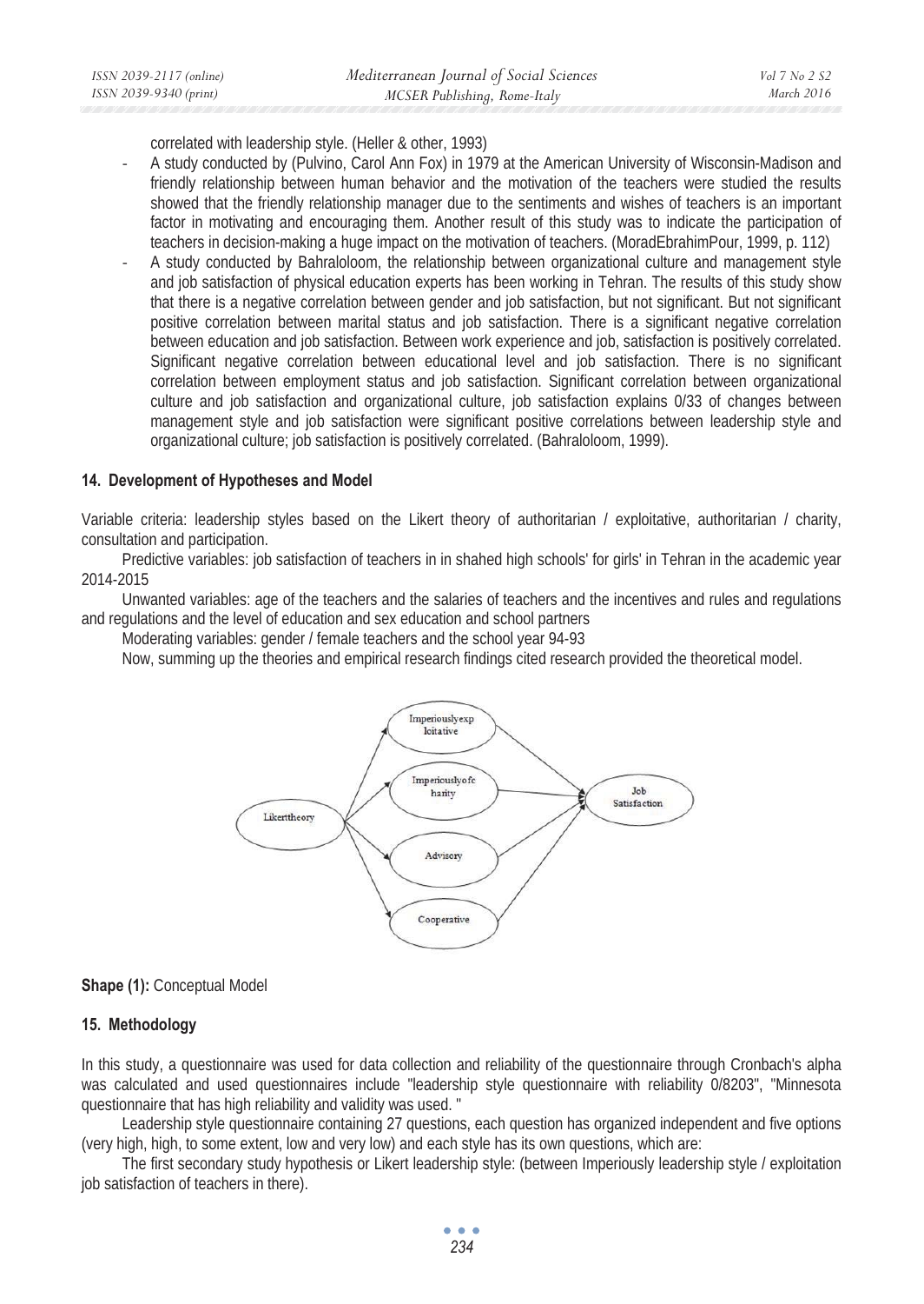correlated with leadership style. (Heller & other, 1993)

- A study conducted by (Pulvino, Carol Ann Fox) in 1979 at the American University of Wisconsin-Madison and friendly relationship between human behavior and the motivation of the teachers were studied the results showed that the friendly relationship manager due to the sentiments and wishes of teachers is an important factor in motivating and encouraging them. Another result of this study was to indicate the participation of teachers in decision-making a huge impact on the motivation of teachers. (MoradEbrahimPour, 1999, p. 112)
- A study conducted by Bahraloloom, the relationship between organizational culture and management style and job satisfaction of physical education experts has been working in Tehran. The results of this study show that there is a negative correlation between gender and job satisfaction, but not significant. But not significant positive correlation between marital status and job satisfaction. There is a significant negative correlation between education and job satisfaction. Between work experience and job, satisfaction is positively correlated. Significant negative correlation between educational level and job satisfaction. There is no significant correlation between employment status and job satisfaction. Significant correlation between organizational culture and job satisfaction and organizational culture, job satisfaction explains 0/33 of changes between management style and job satisfaction were significant positive correlations between leadership style and organizational culture; job satisfaction is positively correlated. (Bahraloloom, 1999).

## 14. Development of Hypotheses and Model

Variable criteria: leadership styles based on the Likert theory of authoritarian / exploitative, authoritarian / charity, consultation and participation.

Predictive variables: job satisfaction of teachers in in shahed high schools' for girls' in Tehran in the academic year 2014-2015

Unwanted variables: age of the teachers and the salaries of teachers and the incentives and rules and regulations and regulations and the level of education and sex education and school partners

Moderating variables: gender / female teachers and the school year 94-93

Now, summing up the theories and empirical research findings cited research provided the theoretical model.

```
                    ┌──> Imperiouslyexploitative ──┐
                    ├──> Imperiouslyofcharity ─────┤
Likerttheory ───────┤                              ├──> Job Satisfaction
                    ├──> Advisory ─────────────────┤
                    └──> Cooperative ──────────────┘
```

**Shape (1):** Conceptual Model

## 15. Methodology

In this study, a questionnaire was used for data collection and reliability of the questionnaire through Cronbach's alpha was calculated and used questionnaires include "leadership style questionnaire with reliability 0/8203", "Minnesota questionnaire that has high reliability and validity was used. "

Leadership style questionnaire containing 27 questions, each question has organized independent and five options (very high, high, to some extent, low and very low) and each style has its own questions, which are:

The first secondary study hypothesis or Likert leadership style: (between Imperiously leadership style / exploitation job satisfaction of teachers in there).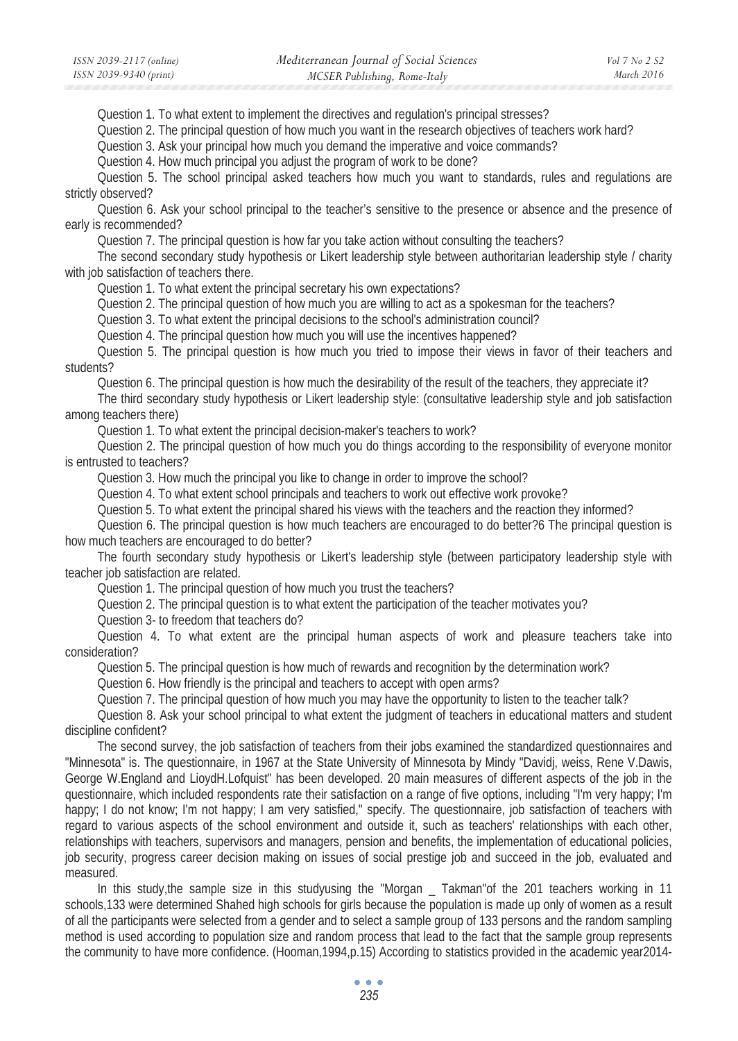Question 1. To what extent to implement the directives and regulation's principal stresses?

Question 2. The principal question of how much you want in the research objectives of teachers work hard?

Question 3. Ask your principal how much you demand the imperative and voice commands?

Question 4. How much principal you adjust the program of work to be done?

Question 5. The school principal asked teachers how much you want to standards, rules and regulations are strictly observed?

Question 6. Ask your school principal to the teacher's sensitive to the presence or absence and the presence of early is recommended?

Question 7. The principal question is how far you take action without consulting the teachers?

The second secondary study hypothesis or Likert leadership style between authoritarian leadership style / charity with job satisfaction of teachers there.

Question 1. To what extent the principal secretary his own expectations?

Question 2. The principal question of how much you are willing to act as a spokesman for the teachers?

Question 3. To what extent the principal decisions to the school's administration council?

Question 4. The principal question how much you will use the incentives happened?

Question 5. The principal question is how much you tried to impose their views in favor of their teachers and students?

Question 6. The principal question is how much the desirability of the result of the teachers, they appreciate it?

The third secondary study hypothesis or Likert leadership style: (consultative leadership style and job satisfaction among teachers there)

Question 1. To what extent the principal decision-maker's teachers to work?

Question 2. The principal question of how much you do things according to the responsibility of everyone monitor is entrusted to teachers?

Question 3. How much the principal you like to change in order to improve the school?

Question 4. To what extent school principals and teachers to work out effective work provoke?

Question 5. To what extent the principal shared his views with the teachers and the reaction they informed?

Question 6. The principal question is how much teachers are encouraged to do better?6 The principal question is how much teachers are encouraged to do better?

The fourth secondary study hypothesis or Likert's leadership style (between participatory leadership style with teacher job satisfaction are related.

Question 1. The principal question of how much you trust the teachers?

Question 2. The principal question is to what extent the participation of the teacher motivates you?

Question 3- to freedom that teachers do?

Question 4. To what extent are the principal human aspects of work and pleasure teachers take into consideration?

Question 5. The principal question is how much of rewards and recognition by the determination work?

Question 6. How friendly is the principal and teachers to accept with open arms?

Question 7. The principal question of how much you may have the opportunity to listen to the teacher talk?

Question 8. Ask your school principal to what extent the judgment of teachers in educational matters and student discipline confident?

The second survey, the job satisfaction of teachers from their jobs examined the standardized questionnaires and "Minnesota" is. The questionnaire, in 1967 at the State University of Minnesota by Mindy "Davidj, weiss, Rene V.Dawis, George W.England and LioydH.Lofquist" has been developed. 20 main measures of different aspects of the job in the questionnaire, which included respondents rate their satisfaction on a range of five options, including "I'm very happy; I'm happy; I do not know; I'm not happy; I am very satisfied," specify. The questionnaire, job satisfaction of teachers with regard to various aspects of the school environment and outside it, such as teachers' relationships with each other, relationships with teachers, supervisors and managers, pension and benefits, the implementation of educational policies, job security, progress career decision making on issues of social prestige job and succeed in the job, evaluated and measured.

In this study,the sample size in this studyusing the "Morgan _ Takman"of the 201 teachers working in 11 schools,133 were determined Shahed high schools for girls because the population is made up only of women as a result of all the participants were selected from a gender and to select a sample group of 133 persons and the random sampling method is used according to population size and random process that lead to the fact that the sample group represents the community to have more confidence. (Hooman,1994,p.15) According to statistics provided in the academic year2014-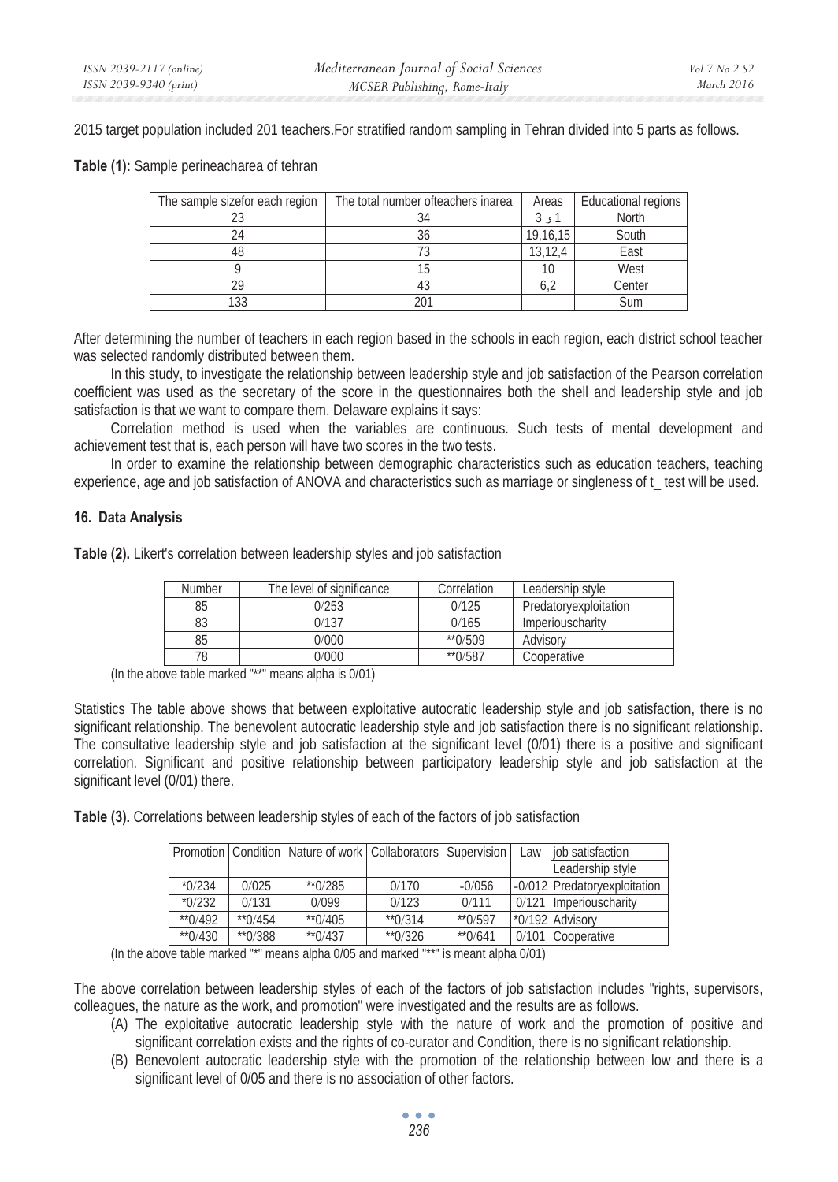2015 target population included 201 teachers.For stratified random sampling in Tehran divided into 5 parts as follows.

**Table (1):** Sample perineacharea of tehran

| The sample sizefor each region | The total number ofteachers inarea | Areas | Educational regions |
|---|---|---|---|
| 23 | 34 | 3 و 1 | North |
| 24 | 36 | 19,16,15 | South |
| 48 | 73 | 13,12,4 | East |
| 9 | 15 | 10 | West |
| 29 | 43 | 6,2 | Center |
| 133 | 201 | | Sum |

After determining the number of teachers in each region based in the schools in each region, each district school teacher was selected randomly distributed between them.

In this study, to investigate the relationship between leadership style and job satisfaction of the Pearson correlation coefficient was used as the secretary of the score in the questionnaires both the shell and leadership style and job satisfaction is that we want to compare them. Delaware explains it says:

Correlation method is used when the variables are continuous. Such tests of mental development and achievement test that is, each person will have two scores in the two tests.

In order to examine the relationship between demographic characteristics such as education teachers, teaching experience, age and job satisfaction of ANOVA and characteristics such as marriage or singleness of t_ test will be used.

## 16. Data Analysis

**Table (2).** Likert's correlation between leadership styles and job satisfaction

| Number | The level of significance | Correlation | Leadership style |
|---|---|---|---|
| 85 | 0/253 | 0/125 | Predatoryexploitation |
| 83 | 0/137 | 0/165 | Imperiouscharity |
| 85 | 0/000 | **0/509 | Advisory |
| 78 | 0/000 | **0/587 | Cooperative |

(In the above table marked "**" means alpha is 0/01)

Statistics The table above shows that between exploitative autocratic leadership style and job satisfaction, there is no significant relationship. The benevolent autocratic leadership style and job satisfaction there is no significant relationship. The consultative leadership style and job satisfaction at the significant level (0/01) there is a positive and significant correlation. Significant and positive relationship between participatory leadership style and job satisfaction at the significant level (0/01) there.

**Table (3).** Correlations between leadership styles of each of the factors of job satisfaction

| Promotion | Condition | Nature of work | Collaborators | Supervision | Law | job satisfaction / Leadership style |
|---|---|---|---|---|---|---|
| *0/234 | 0/025 | **0/285 | 0/170 | -0/056 | -0/012 | Predatoryexploitation |
| *0/232 | 0/131 | 0/099 | 0/123 | 0/111 | 0/121 | Imperiouscharity |
| **0/492 | **0/454 | **0/405 | **0/314 | **0/597 | *0/192 | Advisory |
| **0/430 | **0/388 | **0/437 | **0/326 | **0/641 | 0/101 | Cooperative |

(In the above table marked "*" means alpha 0/05 and marked "**" is meant alpha 0/01)

The above correlation between leadership styles of each of the factors of job satisfaction includes "rights, supervisors, colleagues, the nature as the work, and promotion" were investigated and the results are as follows.

(A) The exploitative autocratic leadership style with the nature of work and the promotion of positive and significant correlation exists and the rights of co-curator and Condition, there is no significant relationship.

(B) Benevolent autocratic leadership style with the promotion of the relationship between low and there is a significant level of 0/05 and there is no association of other factors.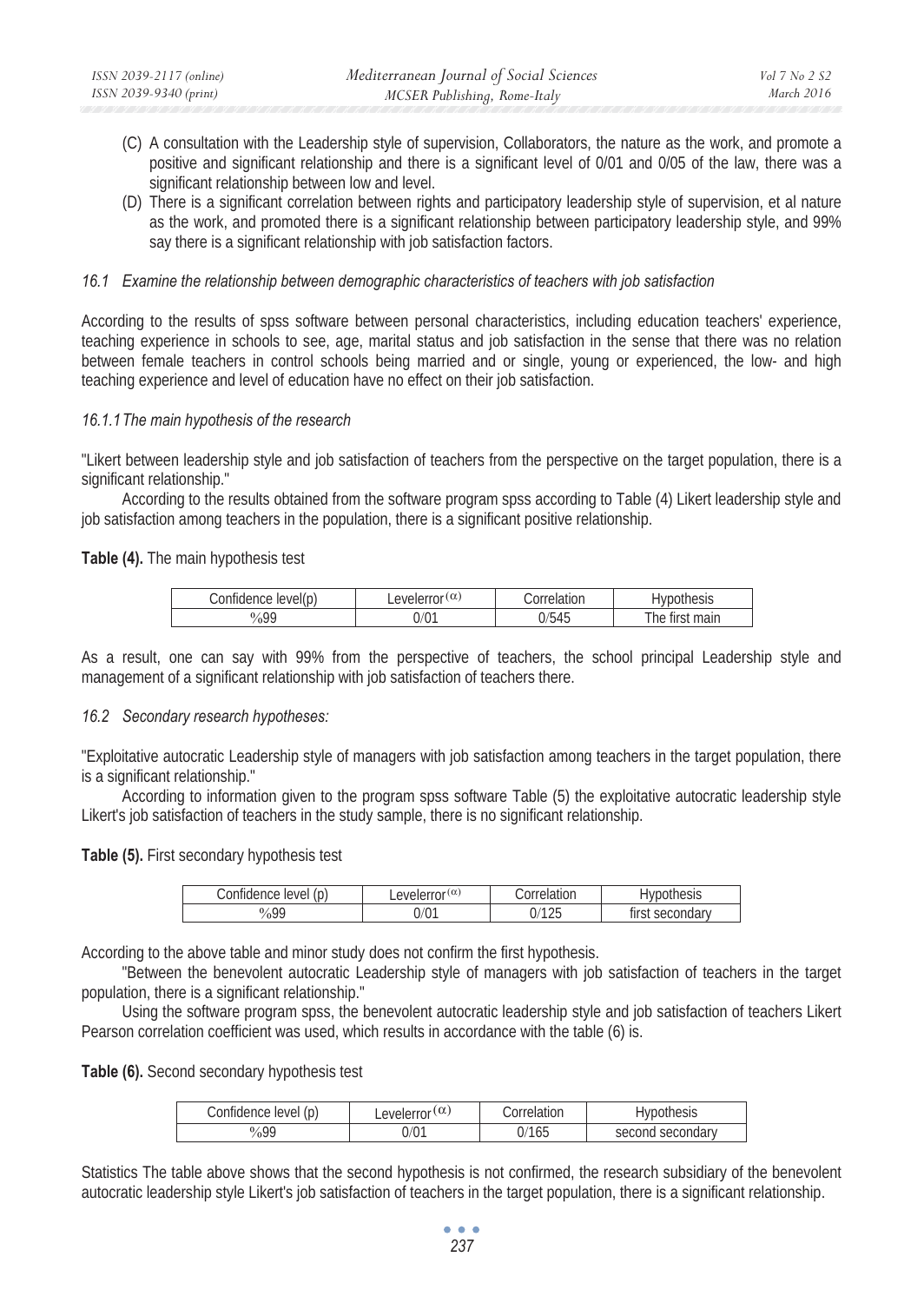(C) A consultation with the Leadership style of supervision, Collaborators, the nature as the work, and promote a positive and significant relationship and there is a significant level of 0/01 and 0/05 of the law, there was a significant relationship between low and level.

(D) There is a significant correlation between rights and participatory leadership style of supervision, et al nature as the work, and promoted there is a significant relationship between participatory leadership style, and 99% say there is a significant relationship with job satisfaction factors.

### *16.1 Examine the relationship between demographic characteristics of teachers with job satisfaction*

According to the results of spss software between personal characteristics, including education teachers' experience, teaching experience in schools to see, age, marital status and job satisfaction in the sense that there was no relation between female teachers in control schools being married and or single, young or experienced, the low- and high teaching experience and level of education have no effect on their job satisfaction.

#### *16.1.1 The main hypothesis of the research*

"Likert between leadership style and job satisfaction of teachers from the perspective on the target population, there is a significant relationship."

According to the results obtained from the software program spss according to Table (4) Likert leadership style and job satisfaction among teachers in the population, there is a significant positive relationship.

**Table (4).** The main hypothesis test

| Confidence level(p) | Levelerror $(\alpha)$ | Correlation | Hypothesis |
|---|---|---|---|
| %99 | 0/01 | 0/545 | The first main |

As a result, one can say with 99% from the perspective of teachers, the school principal Leadership style and management of a significant relationship with job satisfaction of teachers there.

### *16.2 Secondary research hypotheses:*

"Exploitative autocratic Leadership style of managers with job satisfaction among teachers in the target population, there is a significant relationship."

According to information given to the program spss software Table (5) the exploitative autocratic leadership style Likert's job satisfaction of teachers in the study sample, there is no significant relationship.

**Table (5).** First secondary hypothesis test

| Confidence level (p) | Levelerror $(\alpha)$ | Correlation | Hypothesis |
|---|---|---|---|
| %99 | 0/01 | 0/125 | first secondary |

According to the above table and minor study does not confirm the first hypothesis.

"Between the benevolent autocratic Leadership style of managers with job satisfaction of teachers in the target population, there is a significant relationship."

Using the software program spss, the benevolent autocratic leadership style and job satisfaction of teachers Likert Pearson correlation coefficient was used, which results in accordance with the table (6) is.

**Table (6).** Second secondary hypothesis test

| Confidence level (p) | Levelerror $(\alpha)$ | Correlation | Hypothesis |
|---|---|---|---|
| %99 | 0/01 | 0/165 | second secondary |

Statistics The table above shows that the second hypothesis is not confirmed, the research subsidiary of the benevolent autocratic leadership style Likert's job satisfaction of teachers in the target population, there is a significant relationship.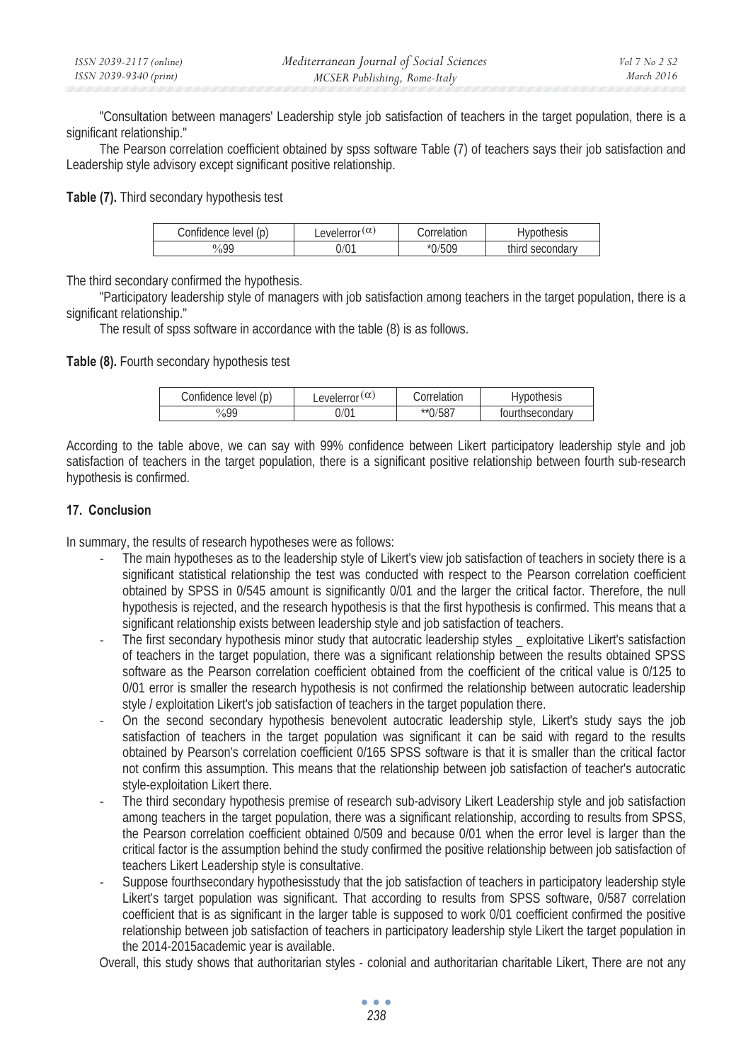"Consultation between managers' Leadership style job satisfaction of teachers in the target population, there is a significant relationship."

The Pearson correlation coefficient obtained by spss software Table (7) of teachers says their job satisfaction and Leadership style advisory except significant positive relationship.

**Table (7).** Third secondary hypothesis test

| Confidence level (p) | Levelerror $(\alpha)$ | Correlation | Hypothesis |
|---|---|---|---|
| %99 | 0/01 | *0/509 | third secondary |

The third secondary confirmed the hypothesis.

"Participatory leadership style of managers with job satisfaction among teachers in the target population, there is a significant relationship."

The result of spss software in accordance with the table (8) is as follows.

**Table (8).** Fourth secondary hypothesis test

| Confidence level (p) | Levelerror $(\alpha)$ | Correlation | Hypothesis |
|---|---|---|---|
| %99 | 0/01 | **0/587 | fourthsecondary |

According to the table above, we can say with 99% confidence between Likert participatory leadership style and job satisfaction of teachers in the target population, there is a significant positive relationship between fourth sub-research hypothesis is confirmed.

## 17. Conclusion

In summary, the results of research hypotheses were as follows:

- The main hypotheses as to the leadership style of Likert's view job satisfaction of teachers in society there is a significant statistical relationship the test was conducted with respect to the Pearson correlation coefficient obtained by SPSS in 0/545 amount is significantly 0/01 and the larger the critical factor. Therefore, the null hypothesis is rejected, and the research hypothesis is that the first hypothesis is confirmed. This means that a significant relationship exists between leadership style and job satisfaction of teachers.
- The first secondary hypothesis minor study that autocratic leadership styles _ exploitative Likert's satisfaction of teachers in the target population, there was a significant relationship between the results obtained SPSS software as the Pearson correlation coefficient obtained from the coefficient of the critical value is 0/125 to 0/01 error is smaller the research hypothesis is not confirmed the relationship between autocratic leadership style / exploitation Likert's job satisfaction of teachers in the target population there.
- On the second secondary hypothesis benevolent autocratic leadership style, Likert's study says the job satisfaction of teachers in the target population was significant it can be said with regard to the results obtained by Pearson's correlation coefficient 0/165 SPSS software is that it is smaller than the critical factor not confirm this assumption. This means that the relationship between job satisfaction of teacher's autocratic style-exploitation Likert there.
- The third secondary hypothesis premise of research sub-advisory Likert Leadership style and job satisfaction among teachers in the target population, there was a significant relationship, according to results from SPSS, the Pearson correlation coefficient obtained 0/509 and because 0/01 when the error level is larger than the critical factor is the assumption behind the study confirmed the positive relationship between job satisfaction of teachers Likert Leadership style is consultative.
- Suppose fourthsecondary hypothesisstudy that the job satisfaction of teachers in participatory leadership style Likert's target population was significant. That according to results from SPSS software, 0/587 correlation coefficient that is as significant in the larger table is supposed to work 0/01 coefficient confirmed the positive relationship between job satisfaction of teachers in participatory leadership style Likert the target population in the 2014-2015academic year is available.

Overall, this study shows that authoritarian styles - colonial and authoritarian charitable Likert, There are not any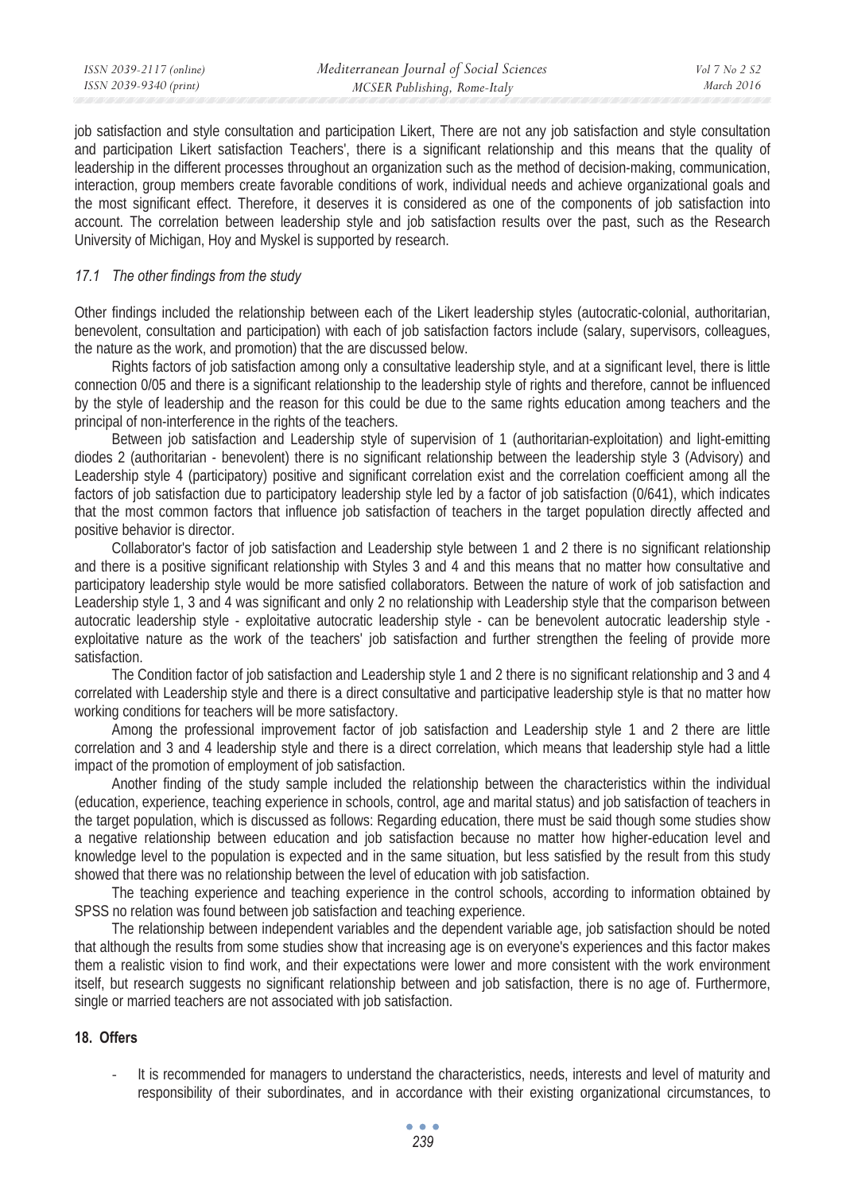job satisfaction and style consultation and participation Likert, There are not any job satisfaction and style consultation and participation Likert satisfaction Teachers', there is a significant relationship and this means that the quality of leadership in the different processes throughout an organization such as the method of decision-making, communication, interaction, group members create favorable conditions of work, individual needs and achieve organizational goals and the most significant effect. Therefore, it deserves it is considered as one of the components of job satisfaction into account. The correlation between leadership style and job satisfaction results over the past, such as the Research University of Michigan, Hoy and Myskel is supported by research.

### *17.1 The other findings from the study*

Other findings included the relationship between each of the Likert leadership styles (autocratic-colonial, authoritarian, benevolent, consultation and participation) with each of job satisfaction factors include (salary, supervisors, colleagues, the nature as the work, and promotion) that the are discussed below.

Rights factors of job satisfaction among only a consultative leadership style, and at a significant level, there is little connection 0/05 and there is a significant relationship to the leadership style of rights and therefore, cannot be influenced by the style of leadership and the reason for this could be due to the same rights education among teachers and the principal of non-interference in the rights of the teachers.

Between job satisfaction and Leadership style of supervision of 1 (authoritarian-exploitation) and light-emitting diodes 2 (authoritarian - benevolent) there is no significant relationship between the leadership style 3 (Advisory) and Leadership style 4 (participatory) positive and significant correlation exist and the correlation coefficient among all the factors of job satisfaction due to participatory leadership style led by a factor of job satisfaction (0/641), which indicates that the most common factors that influence job satisfaction of teachers in the target population directly affected and positive behavior is director.

Collaborator's factor of job satisfaction and Leadership style between 1 and 2 there is no significant relationship and there is a positive significant relationship with Styles 3 and 4 and this means that no matter how consultative and participatory leadership style would be more satisfied collaborators. Between the nature of work of job satisfaction and Leadership style 1, 3 and 4 was significant and only 2 no relationship with Leadership style that the comparison between autocratic leadership style - exploitative autocratic leadership style - can be benevolent autocratic leadership style - exploitative nature as the work of the teachers' job satisfaction and further strengthen the feeling of provide more satisfaction.

The Condition factor of job satisfaction and Leadership style 1 and 2 there is no significant relationship and 3 and 4 correlated with Leadership style and there is a direct consultative and participative leadership style is that no matter how working conditions for teachers will be more satisfactory.

Among the professional improvement factor of job satisfaction and Leadership style 1 and 2 there are little correlation and 3 and 4 leadership style and there is a direct correlation, which means that leadership style had a little impact of the promotion of employment of job satisfaction.

Another finding of the study sample included the relationship between the characteristics within the individual (education, experience, teaching experience in schools, control, age and marital status) and job satisfaction of teachers in the target population, which is discussed as follows: Regarding education, there must be said though some studies show a negative relationship between education and job satisfaction because no matter how higher-education level and knowledge level to the population is expected and in the same situation, but less satisfied by the result from this study showed that there was no relationship between the level of education with job satisfaction.

The teaching experience and teaching experience in the control schools, according to information obtained by SPSS no relation was found between job satisfaction and teaching experience.

The relationship between independent variables and the dependent variable age, job satisfaction should be noted that although the results from some studies show that increasing age is on everyone's experiences and this factor makes them a realistic vision to find work, and their expectations were lower and more consistent with the work environment itself, but research suggests no significant relationship between and job satisfaction, there is no age of. Furthermore, single or married teachers are not associated with job satisfaction.

## 18. Offers

- It is recommended for managers to understand the characteristics, needs, interests and level of maturity and responsibility of their subordinates, and in accordance with their existing organizational circumstances, to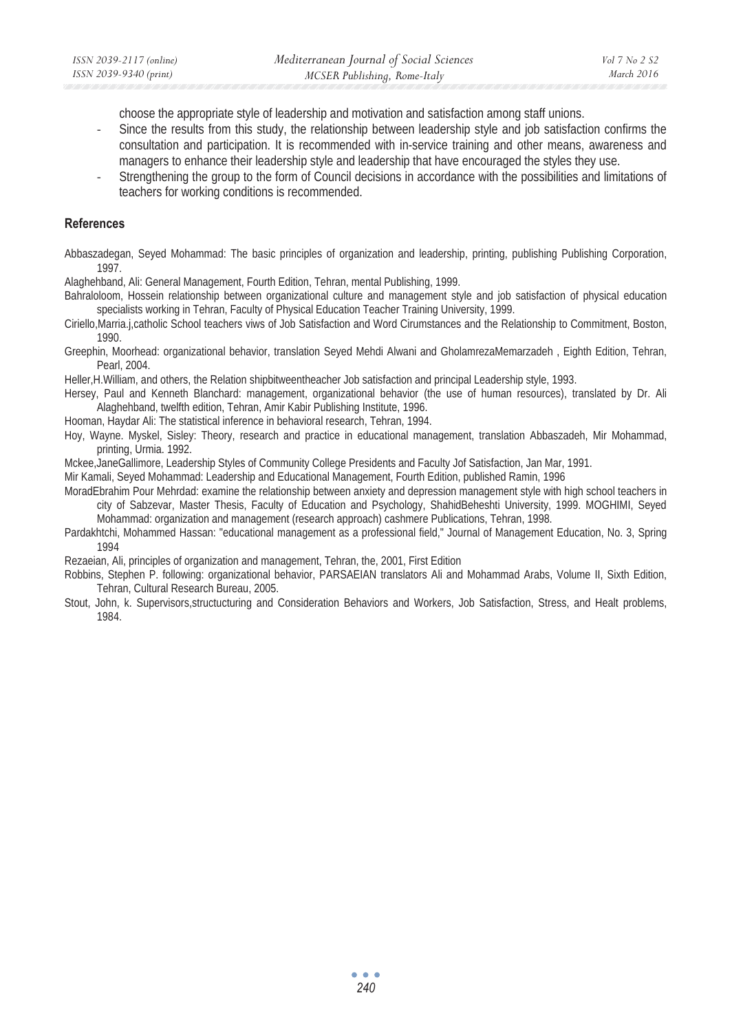choose the appropriate style of leadership and motivation and satisfaction among staff unions.

- Since the results from this study, the relationship between leadership style and job satisfaction confirms the consultation and participation. It is recommended with in-service training and other means, awareness and managers to enhance their leadership style and leadership that have encouraged the styles they use.
- Strengthening the group to the form of Council decisions in accordance with the possibilities and limitations of teachers for working conditions is recommended.

## References

Abbaszadegan, Seyed Mohammad: The basic principles of organization and leadership, printing, publishing Publishing Corporation, 1997.

Alaghehband, Ali: General Management, Fourth Edition, Tehran, mental Publishing, 1999.

Bahraloloom, Hossein relationship between organizational culture and management style and job satisfaction of physical education specialists working in Tehran, Faculty of Physical Education Teacher Training University, 1999.

Ciriello,Marria.j,catholic School teachers viws of Job Satisfaction and Word Cirumstances and the Relationship to Commitment, Boston, 1990.

Greephin, Moorhead: organizational behavior, translation Seyed Mehdi Alwani and GholamrezaMemarzadeh , Eighth Edition, Tehran, Pearl, 2004.

Heller,H.William, and others, the Relation shipbitweentheacher Job satisfaction and principal Leadership style, 1993.

Hersey, Paul and Kenneth Blanchard: management, organizational behavior (the use of human resources), translated by Dr. Ali Alaghehband, twelfth edition, Tehran, Amir Kabir Publishing Institute, 1996.

Hooman, Haydar Ali: The statistical inference in behavioral research, Tehran, 1994.

Hoy, Wayne. Myskel, Sisley: Theory, research and practice in educational management, translation Abbaszadeh, Mir Mohammad, printing, Urmia. 1992.

Mckee,JaneGallimore, Leadership Styles of Community College Presidents and Faculty Jof Satisfaction, Jan Mar, 1991.

Mir Kamali, Seyed Mohammad: Leadership and Educational Management, Fourth Edition, published Ramin, 1996

MoradEbrahim Pour Mehrdad: examine the relationship between anxiety and depression management style with high school teachers in city of Sabzevar, Master Thesis, Faculty of Education and Psychology, ShahidBeheshti University, 1999. MOGHIMI, Seyed Mohammad: organization and management (research approach) cashmere Publications, Tehran, 1998.

Pardakhtchi, Mohammed Hassan: "educational management as a professional field," Journal of Management Education, No. 3, Spring 1994

Rezaeian, Ali, principles of organization and management, Tehran, the, 2001, First Edition

Robbins, Stephen P. following: organizational behavior, PARSAEIAN translators Ali and Mohammad Arabs, Volume II, Sixth Edition, Tehran, Cultural Research Bureau, 2005.

Stout, John, k. Supervisors,structucturing and Consideration Behaviors and Workers, Job Satisfaction, Stress, and Healt problems, 1984.